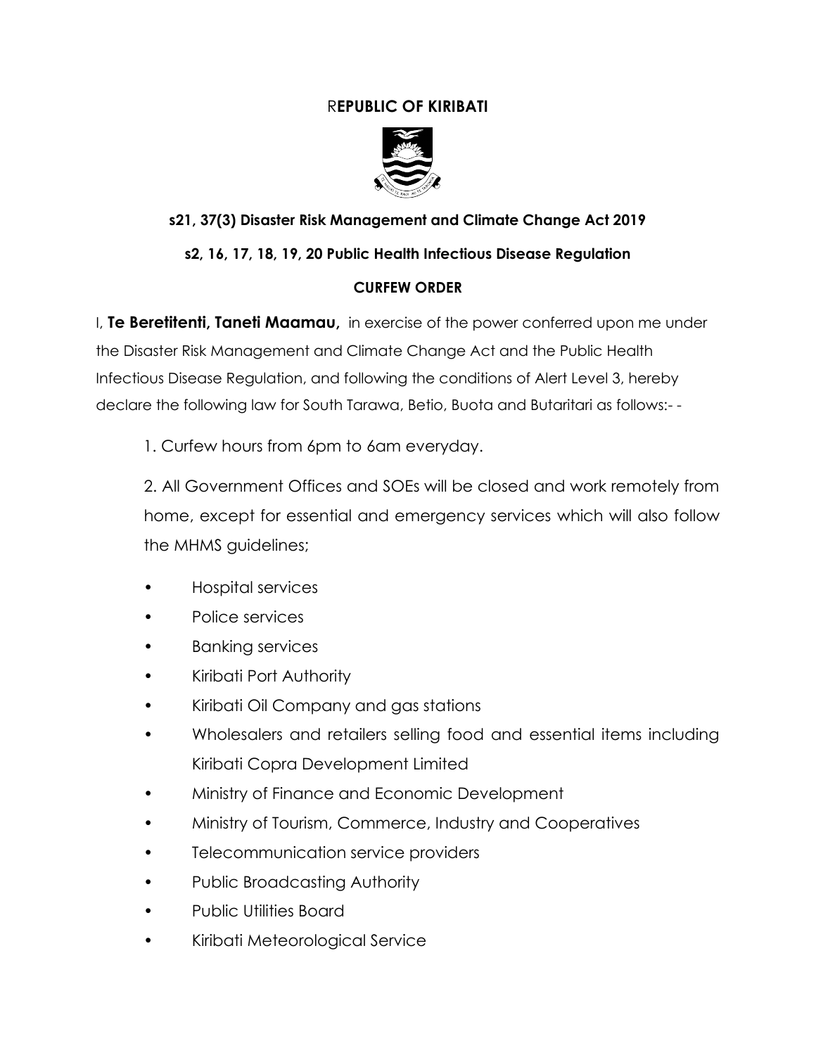# REPUBLIC OF KIRIBATI

**s21, 37(3) Disaster Risk Management and Climate Change Act 2019**

**s2, 16, 17, 18, 19, 20 Public Health Infectious Disease Regulation**

**CURFEW ORDER**

I, **Te Beretitenti, Taneti Maamau,** in exercise of the power conferred upon me under the Disaster Risk Management and Climate Change Act and the Public Health Infectious Disease Regulation, and following the conditions of Alert Level 3, hereby declare the following law for South Tarawa, Betio, Buota and Butaritari as follows:- -

1. Curfew hours from 6pm to 6am everyday.

2. All Government Offices and SOEs will be closed and work remotely from home, except for essential and emergency services which will also follow the MHMS guidelines;

- Hospital services
- Police services
- Banking services
- Kiribati Port Authority
- Kiribati Oil Company and gas stations
- Wholesalers and retailers selling food and essential items including Kiribati Copra Development Limited
- Ministry of Finance and Economic Development
- Ministry of Tourism, Commerce, Industry and Cooperatives
- Telecommunication service providers
- Public Broadcasting Authority
- Public Utilities Board
- Kiribati Meteorological Service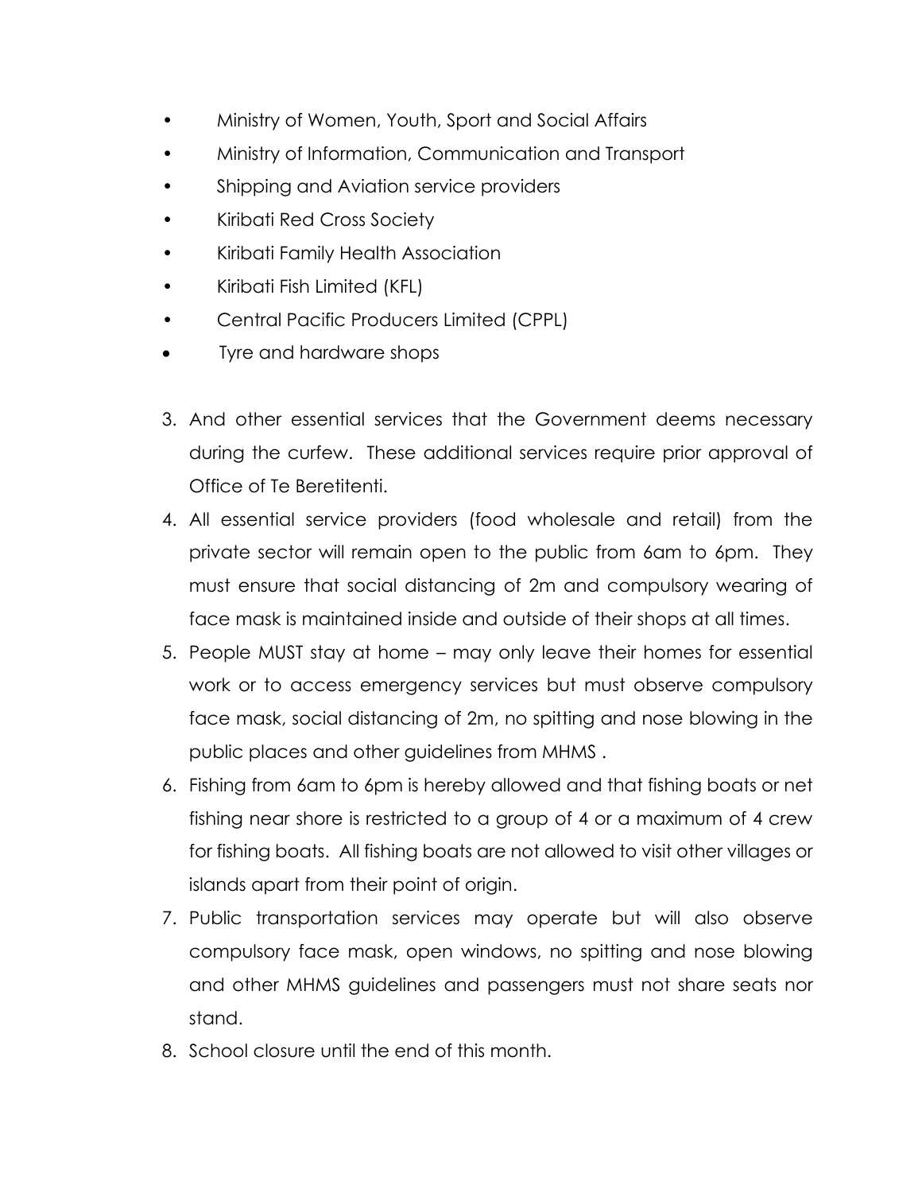- Ministry of Women, Youth, Sport and Social Affairs
- Ministry of Information, Communication and Transport
- Shipping and Aviation service providers
- Kiribati Red Cross Society
- Kiribati Family Health Association
- Kiribati Fish Limited (KFL)
- Central Pacific Producers Limited (CPPL)
- Tyre and hardware shops

3. And other essential services that the Government deems necessary during the curfew. These additional services require prior approval of Office of Te Beretitenti.
4. All essential service providers (food wholesale and retail) from the private sector will remain open to the public from 6am to 6pm. They must ensure that social distancing of 2m and compulsory wearing of face mask is maintained inside and outside of their shops at all times.
5. People MUST stay at home – may only leave their homes for essential work or to access emergency services but must observe compulsory face mask, social distancing of 2m, no spitting and nose blowing in the public places and other guidelines from MHMS .
6. Fishing from 6am to 6pm is hereby allowed and that fishing boats or net fishing near shore is restricted to a group of 4 or a maximum of 4 crew for fishing boats. All fishing boats are not allowed to visit other villages or islands apart from their point of origin.
7. Public transportation services may operate but will also observe compulsory face mask, open windows, no spitting and nose blowing and other MHMS guidelines and passengers must not share seats nor stand.
8. School closure until the end of this month.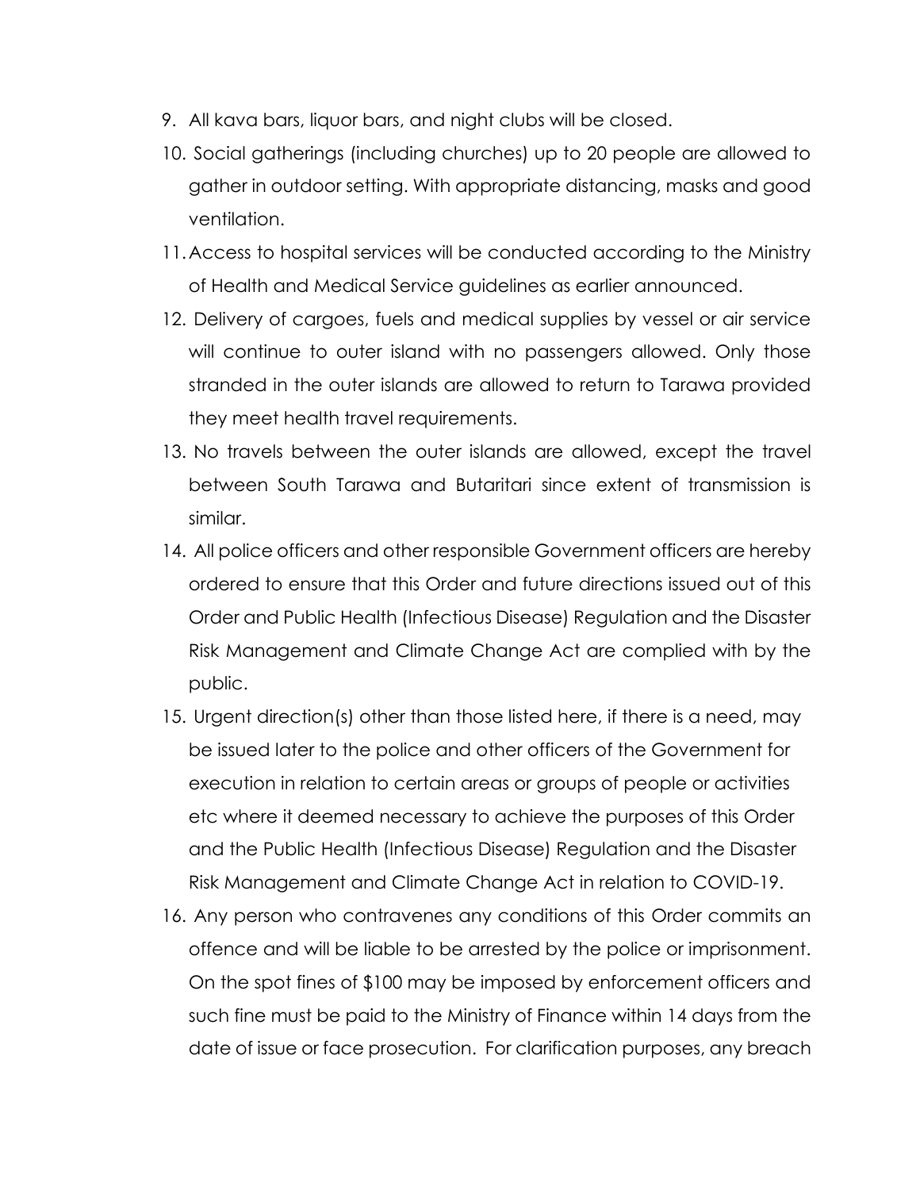9. All kava bars, liquor bars, and night clubs will be closed.
10. Social gatherings (including churches) up to 20 people are allowed to gather in outdoor setting. With appropriate distancing, masks and good ventilation.
11. Access to hospital services will be conducted according to the Ministry of Health and Medical Service guidelines as earlier announced.
12. Delivery of cargoes, fuels and medical supplies by vessel or air service will continue to outer island with no passengers allowed. Only those stranded in the outer islands are allowed to return to Tarawa provided they meet health travel requirements.
13. No travels between the outer islands are allowed, except the travel between South Tarawa and Butaritari since extent of transmission is similar.
14. All police officers and other responsible Government officers are hereby ordered to ensure that this Order and future directions issued out of this Order and Public Health (Infectious Disease) Regulation and the Disaster Risk Management and Climate Change Act are complied with by the public.
15. Urgent direction(s) other than those listed here, if there is a need, may be issued later to the police and other officers of the Government for execution in relation to certain areas or groups of people or activities etc where it deemed necessary to achieve the purposes of this Order and the Public Health (Infectious Disease) Regulation and the Disaster Risk Management and Climate Change Act in relation to COVID-19.
16. Any person who contravenes any conditions of this Order commits an offence and will be liable to be arrested by the police or imprisonment. On the spot fines of $100 may be imposed by enforcement officers and such fine must be paid to the Ministry of Finance within 14 days from the date of issue or face prosecution. For clarification purposes, any breach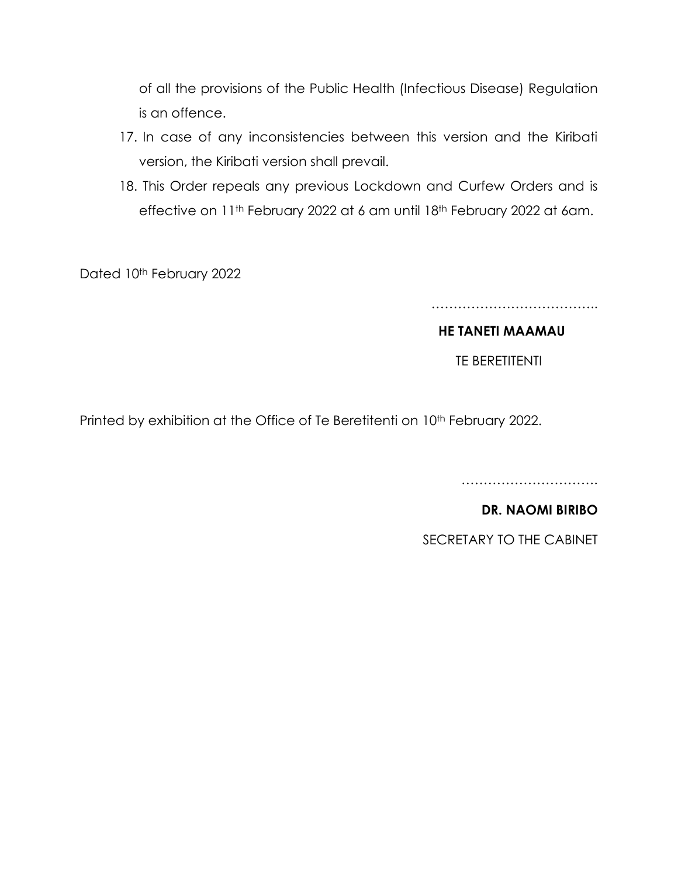of all the provisions of the Public Health (Infectious Disease) Regulation is an offence.

17. In case of any inconsistencies between this version and the Kiribati version, the Kiribati version shall prevail.
18. This Order repeals any previous Lockdown and Curfew Orders and is effective on 11th February 2022 at 6 am until 18th February 2022 at 6am.

Dated 10th February 2022

………………………………..

**HE TANETI MAAMAU**

TE BERETITENTI

Printed by exhibition at the Office of Te Beretitenti on 10th February 2022.

………………………….

**DR. NAOMI BIRIBO**

SECRETARY TO THE CABINET